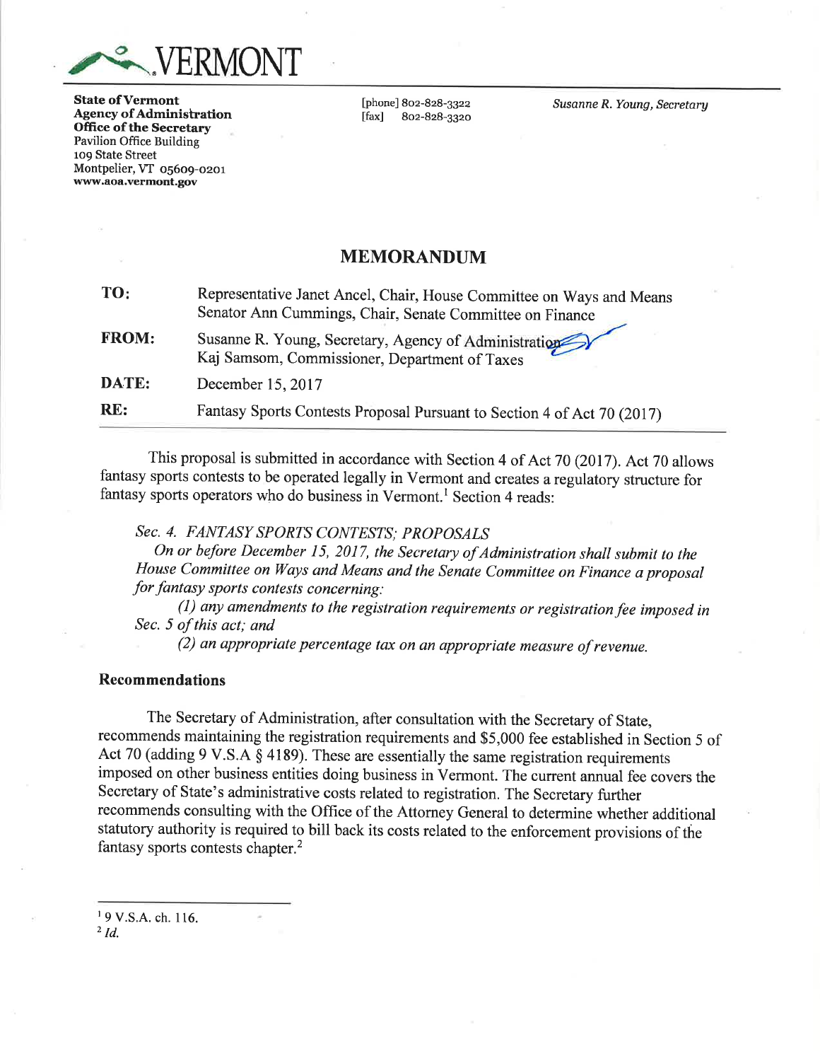VERMONT

**State of Vermont**
**Agency of Administration**
**Office of the Secretary**
Pavilion Office Building
109 State Street
Montpelier, VT 05609-0201
**www.aoa.vermont.gov**

[phone] 802-828-3322
[fax] 802-828-3320

*Susanne R. Young, Secretary*

# MEMORANDUM

| | |
|---|---|
| **TO:** | Representative Janet Ancel, Chair, House Committee on Ways and Means<br>Senator Ann Cummings, Chair, Senate Committee on Finance |
| **FROM:** | Susanne R. Young, Secretary, Agency of Administration<br>Kaj Samsom, Commissioner, Department of Taxes |
| **DATE:** | December 15, 2017 |
| **RE:** | Fantasy Sports Contests Proposal Pursuant to Section 4 of Act 70 (2017) |

This proposal is submitted in accordance with Section 4 of Act 70 (2017). Act 70 allows fantasy sports contests to be operated legally in Vermont and creates a regulatory structure for fantasy sports operators who do business in Vermont.[1] Section 4 reads:

> *Sec. 4. FANTASY SPORTS CONTESTS; PROPOSALS*
>
> *On or before December 15, 2017, the Secretary of Administration shall submit to the House Committee on Ways and Means and the Senate Committee on Finance a proposal for fantasy sports contests concerning:*
>
> *(1) any amendments to the registration requirements or registration fee imposed in Sec. 5 of this act; and*
>
> *(2) an appropriate percentage tax on an appropriate measure of revenue.*

### Recommendations

The Secretary of Administration, after consultation with the Secretary of State, recommends maintaining the registration requirements and $5,000 fee established in Section 5 of Act 70 (adding 9 V.S.A § 4189). These are essentially the same registration requirements imposed on other business entities doing business in Vermont. The current annual fee covers the Secretary of State's administrative costs related to registration. The Secretary further recommends consulting with the Office of the Attorney General to determine whether additional statutory authority is required to bill back its costs related to the enforcement provisions of the fantasy sports contests chapter.[2]

---

[1] 9 V.S.A. ch. 116.
[2] *Id.*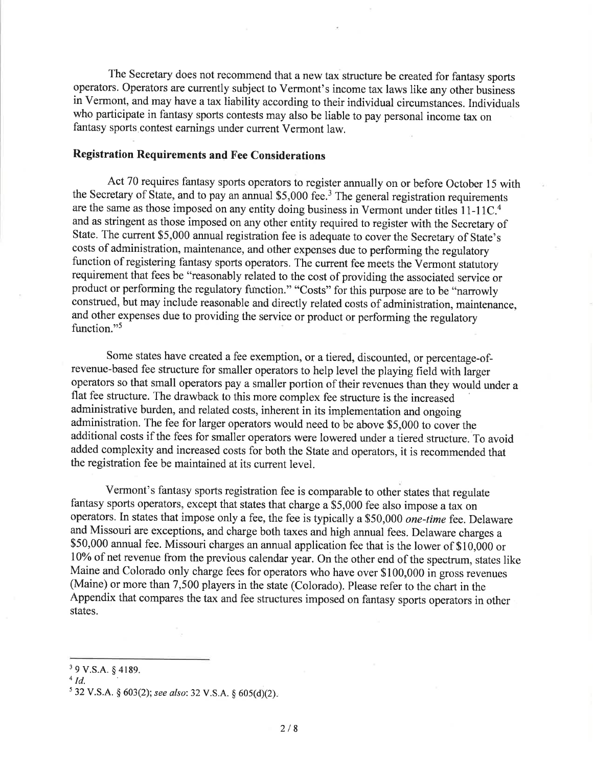The Secretary does not recommend that a new tax structure be created for fantasy sports operators. Operators are currently subject to Vermont's income tax laws like any other business in Vermont, and may have a tax liability according to their individual circumstances. Individuals who participate in fantasy sports contests may also be liable to pay personal income tax on fantasy sports contest earnings under current Vermont law.

## Registration Requirements and Fee Considerations

Act 70 requires fantasy sports operators to register annually on or before October 15 with the Secretary of State, and to pay an annual $5,000 fee.[3] The general registration requirements are the same as those imposed on any entity doing business in Vermont under titles 11-11C.[4] and as stringent as those imposed on any other entity required to register with the Secretary of State. The current $5,000 annual registration fee is adequate to cover the Secretary of State's costs of administration, maintenance, and other expenses due to performing the regulatory function of registering fantasy sports operators. The current fee meets the Vermont statutory requirement that fees be "reasonably related to the cost of providing the associated service or product or performing the regulatory function." "Costs" for this purpose are to be "narrowly construed, but may include reasonable and directly related costs of administration, maintenance, and other expenses due to providing the service or product or performing the regulatory function."[5]

Some states have created a fee exemption, or a tiered, discounted, or percentage-of-revenue-based fee structure for smaller operators to help level the playing field with larger operators so that small operators pay a smaller portion of their revenues than they would under a flat fee structure. The drawback to this more complex fee structure is the increased administrative burden, and related costs, inherent in its implementation and ongoing administration. The fee for larger operators would need to be above $5,000 to cover the additional costs if the fees for smaller operators were lowered under a tiered structure. To avoid added complexity and increased costs for both the State and operators, it is recommended that the registration fee be maintained at its current level.

Vermont's fantasy sports registration fee is comparable to other states that regulate fantasy sports operators, except that states that charge a $5,000 fee also impose a tax on operators. In states that impose only a fee, the fee is typically a $50,000 *one-time* fee. Delaware and Missouri are exceptions, and charge both taxes and high annual fees. Delaware charges a $50,000 annual fee. Missouri charges an annual application fee that is the lower of $10,000 or 10% of net revenue from the previous calendar year. On the other end of the spectrum, states like Maine and Colorado only charge fees for operators who have over $100,000 in gross revenues (Maine) or more than 7,500 players in the state (Colorado). Please refer to the chart in the Appendix that compares the tax and fee structures imposed on fantasy sports operators in other states.

---

[3] 9 V.S.A. § 4189.

[4] *Id.*

[5] 32 V.S.A. § 603(2); *see also*: 32 V.S.A. § 605(d)(2).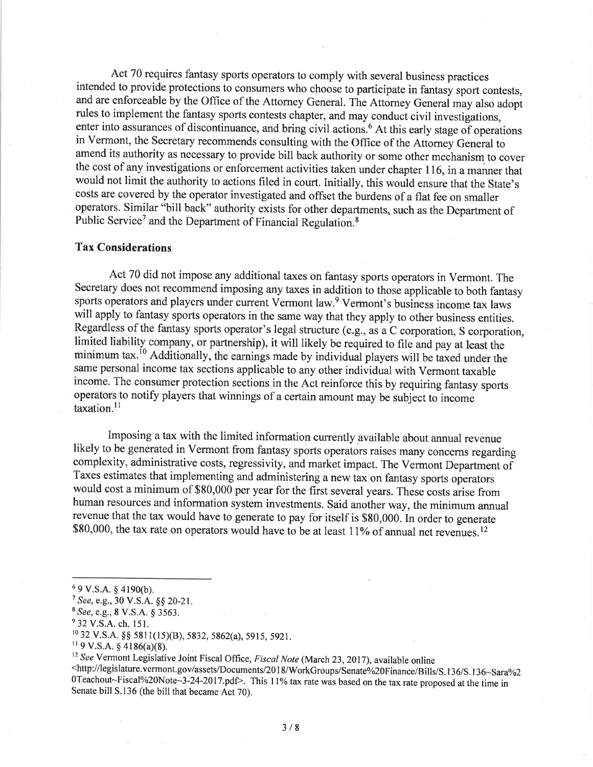Act 70 requires fantasy sports operators to comply with several business practices intended to provide protections to consumers who choose to participate in fantasy sport contests, and are enforceable by the Office of the Attorney General. The Attorney General may also adopt rules to implement the fantasy sports contests chapter, and may conduct civil investigations, enter into assurances of discontinuance, and bring civil actions.[6] At this early stage of operations in Vermont, the Secretary recommends consulting with the Office of the Attorney General to amend its authority as necessary to provide bill back authority or some other mechanism to cover the cost of any investigations or enforcement activities taken under chapter 116, in a manner that would not limit the authority to actions filed in court. Initially, this would ensure that the State's costs are covered by the operator investigated and offset the burdens of a flat fee on smaller operators. Similar "bill back" authority exists for other departments, such as the Department of Public Service[7] and the Department of Financial Regulation.[8]

## Tax Considerations

Act 70 did not impose any additional taxes on fantasy sports operators in Vermont. The Secretary does not recommend imposing any taxes in addition to those applicable to both fantasy sports operators and players under current Vermont law.[9] Vermont's business income tax laws will apply to fantasy sports operators in the same way that they apply to other business entities. Regardless of the fantasy sports operator's legal structure (e.g., as a C corporation, S corporation, limited liability company, or partnership), it will likely be required to file and pay at least the minimum tax.[10] Additionally, the earnings made by individual players will be taxed under the same personal income tax sections applicable to any other individual with Vermont taxable income. The consumer protection sections in the Act reinforce this by requiring fantasy sports operators to notify players that winnings of a certain amount may be subject to income taxation.[11]

Imposing a tax with the limited information currently available about annual revenue likely to be generated in Vermont from fantasy sports operators raises many concerns regarding complexity, administrative costs, regressivity, and market impact. The Vermont Department of Taxes estimates that implementing and administering a new tax on fantasy sports operators would cost a minimum of $80,000 per year for the first several years. These costs arise from human resources and information system investments. Said another way, the minimum annual revenue that the tax would have to generate to pay for itself is $80,000. In order to generate $80,000, the tax rate on operators would have to be at least 11% of annual net revenues.[12]

---

[6] 9 V.S.A. § 4190(b).

[7] *See*, e.g., 30 V.S.A. §§ 20-21.

[8] *See*, e.g., 8 V.S.A. § 3563.

[9] 32 V.S.A. ch. 151.

[10] 32 V.S.A. §§ 5811(15)(B), 5832, 5862(a), 5915, 5921.

[11] 9 V.S.A. § 4186(a)(8).

[12] *See* Vermont Legislative Joint Fiscal Office, *Fiscal Note* (March 23, 2017), available online <http://legislature.vermont.gov/assets/Documents/2018/WorkGroups/Senate%20Finance/Bills/S.136/S.136~Sara%20Teachout~Fiscal%20Note~3-24-2017.pdf>. This 11% tax rate was based on the tax rate proposed at the time in Senate bill S.136 (the bill that became Act 70).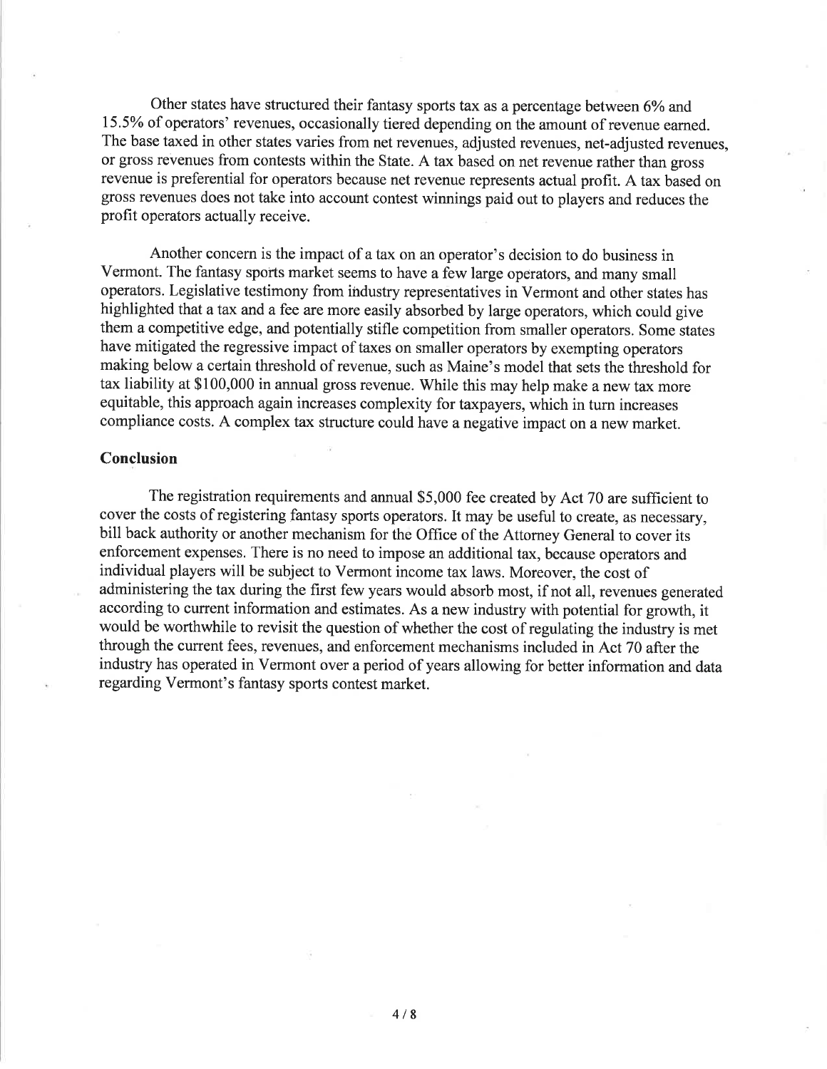Other states have structured their fantasy sports tax as a percentage between 6% and 15.5% of operators' revenues, occasionally tiered depending on the amount of revenue earned. The base taxed in other states varies from net revenues, adjusted revenues, net-adjusted revenues, or gross revenues from contests within the State. A tax based on net revenue rather than gross revenue is preferential for operators because net revenue represents actual profit. A tax based on gross revenues does not take into account contest winnings paid out to players and reduces the profit operators actually receive.

Another concern is the impact of a tax on an operator's decision to do business in Vermont. The fantasy sports market seems to have a few large operators, and many small operators. Legislative testimony from industry representatives in Vermont and other states has highlighted that a tax and a fee are more easily absorbed by large operators, which could give them a competitive edge, and potentially stifle competition from smaller operators. Some states have mitigated the regressive impact of taxes on smaller operators by exempting operators making below a certain threshold of revenue, such as Maine's model that sets the threshold for tax liability at $100,000 in annual gross revenue. While this may help make a new tax more equitable, this approach again increases complexity for taxpayers, which in turn increases compliance costs. A complex tax structure could have a negative impact on a new market.

## Conclusion

The registration requirements and annual $5,000 fee created by Act 70 are sufficient to cover the costs of registering fantasy sports operators. It may be useful to create, as necessary, bill back authority or another mechanism for the Office of the Attorney General to cover its enforcement expenses. There is no need to impose an additional tax, because operators and individual players will be subject to Vermont income tax laws. Moreover, the cost of administering the tax during the first few years would absorb most, if not all, revenues generated according to current information and estimates. As a new industry with potential for growth, it would be worthwhile to revisit the question of whether the cost of regulating the industry is met through the current fees, revenues, and enforcement mechanisms included in Act 70 after the industry has operated in Vermont over a period of years allowing for better information and data regarding Vermont's fantasy sports contest market.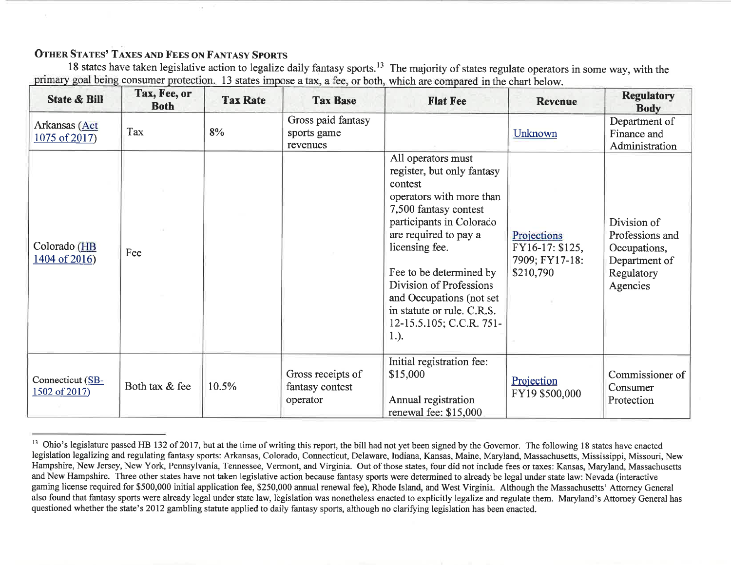### Other States' Taxes and Fees on Fantasy Sports

18 states have taken legislative action to legalize daily fantasy sports.[13] The majority of states regulate operators in some way, with the primary goal being consumer protection. 13 states impose a tax, a fee, or both, which are compared in the chart below.

| State & Bill | Tax, Fee, or Both | Tax Rate | Tax Base | Flat Fee | Revenue | Regulatory Body |
|---|---|---|---|---|---|---|
| Arkansas (Act 1075 of 2017) | Tax | 8% | Gross paid fantasy sports game revenues | | Unknown | Department of Finance and Administration |
| Colorado (HB 1404 of 2016) | Fee | | | All operators must register, but only fantasy contest operators with more than 7,500 fantasy contest participants in Colorado are required to pay a licensing fee.<br><br>Fee to be determined by Division of Professions and Occupations (not set in statute or rule. C.R.S. 12-15.5.105; C.C.R. 751-1.). | Projections FY16-17: $125, 7909; FY17-18: $210,790 | Division of Professions and Occupations, Department of Regulatory Agencies |
| Connecticut (SB-1502 of 2017) | Both tax & fee | 10.5% | Gross receipts of fantasy contest operator | Initial registration fee: $15,000<br><br>Annual registration renewal fee: $15,000 | Projection FY19 $500,000 | Commissioner of Consumer Protection |

[13] Ohio's legislature passed HB 132 of 2017, but at the time of writing this report, the bill had not yet been signed by the Governor. The following 18 states have enacted legislation legalizing and regulating fantasy sports: Arkansas, Colorado, Connecticut, Delaware, Indiana, Kansas, Maine, Maryland, Massachusetts, Mississippi, Missouri, New Hampshire, New Jersey, New York, Pennsylvania, Tennessee, Vermont, and Virginia. Out of those states, four did not include fees or taxes: Kansas, Maryland, Massachusetts and New Hampshire. Three other states have not taken legislative action because fantasy sports were determined to already be legal under state law: Nevada (interactive gaming license required for $500,000 initial application fee, $250,000 annual renewal fee), Rhode Island, and West Virginia. Although the Massachusetts' Attorney General also found that fantasy sports were already legal under state law, legislation was nonetheless enacted to explicitly legalize and regulate them. Maryland's Attorney General has questioned whether the state's 2012 gambling statute applied to daily fantasy sports, although no clarifying legislation has been enacted.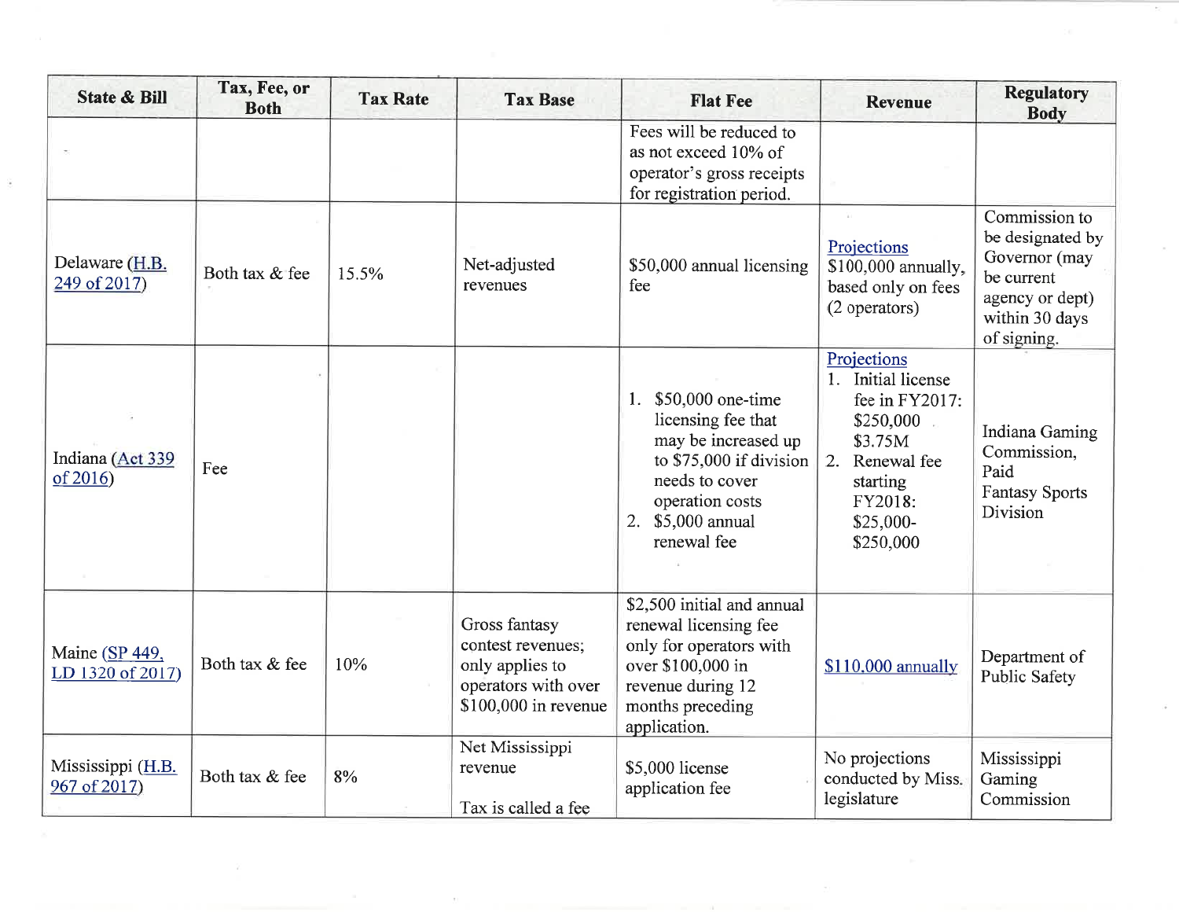| State & Bill | Tax, Fee, or Both | Tax Rate | Tax Base | Flat Fee | Revenue | Regulatory Body |
|---|---|---|---|---|---|---|
| | | | | Fees will be reduced to as not exceed 10% of operator's gross receipts for registration period. | | |
| Delaware (H.B. 249 of 2017) | Both tax & fee | 15.5% | Net-adjusted revenues | $50,000 annual licensing fee | Projections $100,000 annually, based only on fees (2 operators) | Commission to be designated by Governor (may be current agency or dept) within 30 days of signing. |
| Indiana (Act 339 of 2016) | Fee | | | 1. $50,000 one-time licensing fee that may be increased up to $75,000 if division needs to cover operation costs<br>2. $5,000 annual renewal fee | Projections<br>1. Initial license fee in FY2017: $250,000 $3.75M<br>2. Renewal fee starting FY2018: $25,000-$250,000 | Indiana Gaming Commission, Paid Fantasy Sports Division |
| Maine (SP 449, LD 1320 of 2017) | Both tax & fee | 10% | Gross fantasy contest revenues; only applies to operators with over $100,000 in revenue | $2,500 initial and annual renewal licensing fee only for operators with over $100,000 in revenue during 12 months preceding application. | $110,000 annually | Department of Public Safety |
| Mississippi (H.B. 967 of 2017) | Both tax & fee | 8% | Net Mississippi revenue<br><br>Tax is called a fee | $5,000 license application fee | No projections conducted by Miss. legislature | Mississippi Gaming Commission |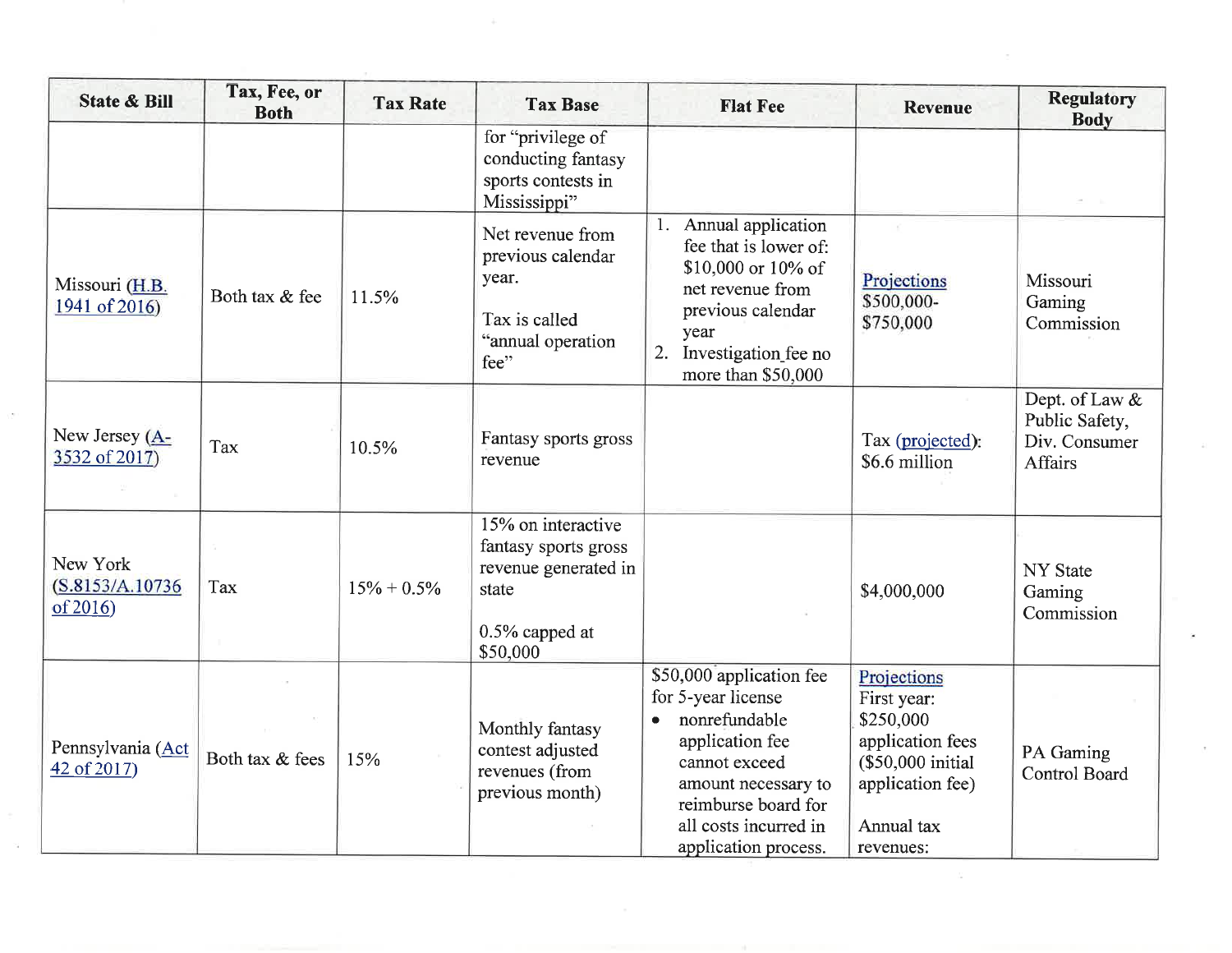| State & Bill | Tax, Fee, or Both | Tax Rate | Tax Base | Flat Fee | Revenue | Regulatory Body |
|---|---|---|---|---|---|---|
| | | | for "privilege of conducting fantasy sports contests in Mississippi" | | | |
| Missouri (H.B. 1941 of 2016) | Both tax & fee | 11.5% | Net revenue from previous calendar year.<br><br>Tax is called "annual operation fee" | 1. Annual application fee that is lower of: $10,000 or 10% of net revenue from previous calendar year<br>2. Investigation fee no more than $50,000 | Projections $500,000-$750,000 | Missouri Gaming Commission |
| New Jersey (A-3532 of 2017) | Tax | 10.5% | Fantasy sports gross revenue | | Tax (projected): $6.6 million | Dept. of Law & Public Safety, Div. Consumer Affairs |
| New York (S.8153/A.10736 of 2016) | Tax | 15% + 0.5% | 15% on interactive fantasy sports gross revenue generated in state<br><br>0.5% capped at $50,000 | | $4,000,000 | NY State Gaming Commission |
| Pennsylvania (Act 42 of 2017) | Both tax & fees | 15% | Monthly fantasy contest adjusted revenues (from previous month) | $50,000 application fee for 5-year license<br>• nonrefundable application fee cannot exceed amount necessary to reimburse board for all costs incurred in application process. | Projections<br>First year: $250,000 application fees ($50,000 initial application fee)<br><br>Annual tax revenues: | PA Gaming Control Board |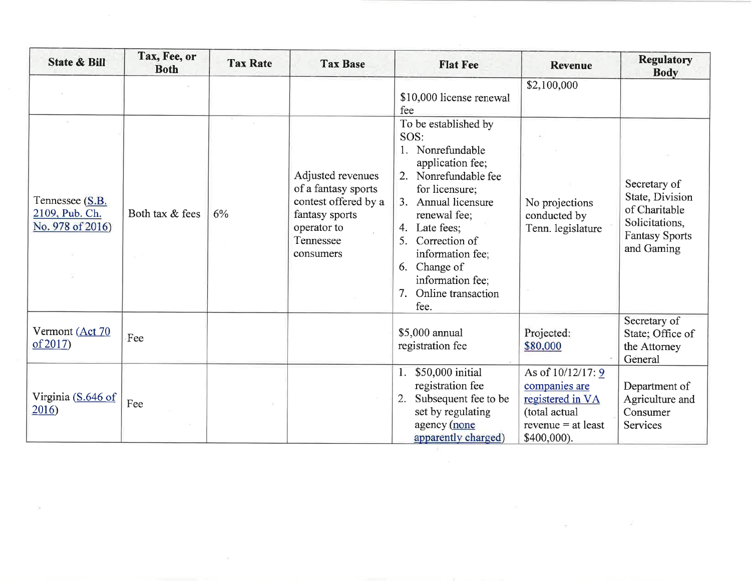| State & Bill | Tax, Fee, or Both | Tax Rate | Tax Base | Flat Fee | Revenue | Regulatory Body |
|---|---|---|---|---|---|---|
| | | | | $10,000 license renewal fee | $2,100,000 | |
| Tennessee (S.B. 2109, Pub. Ch. No. 978 of 2016) | Both tax & fees | 6% | Adjusted revenues of a fantasy sports contest offered by a fantasy sports operator to Tennessee consumers | To be established by SOS: 1. Nonrefundable application fee; 2. Nonrefundable fee for licensure; 3. Annual licensure renewal fee; 4. Late fees; 5. Correction of information fee; 6. Change of information fee; 7. Online transaction fee. | No projections conducted by Tenn. legislature | Secretary of State, Division of Charitable Solicitations, Fantasy Sports and Gaming |
| Vermont (Act 70 of 2017) | Fee | | | $5,000 annual registration fee | Projected: $80,000 | Secretary of State; Office of the Attorney General |
| Virginia (S.646 of 2016) | Fee | | | 1. $50,000 initial registration fee 2. Subsequent fee to be set by regulating agency (none apparently charged) | As of 10/12/17: 9 companies are registered in VA (total actual revenue = at least $400,000). | Department of Agriculture and Consumer Services |